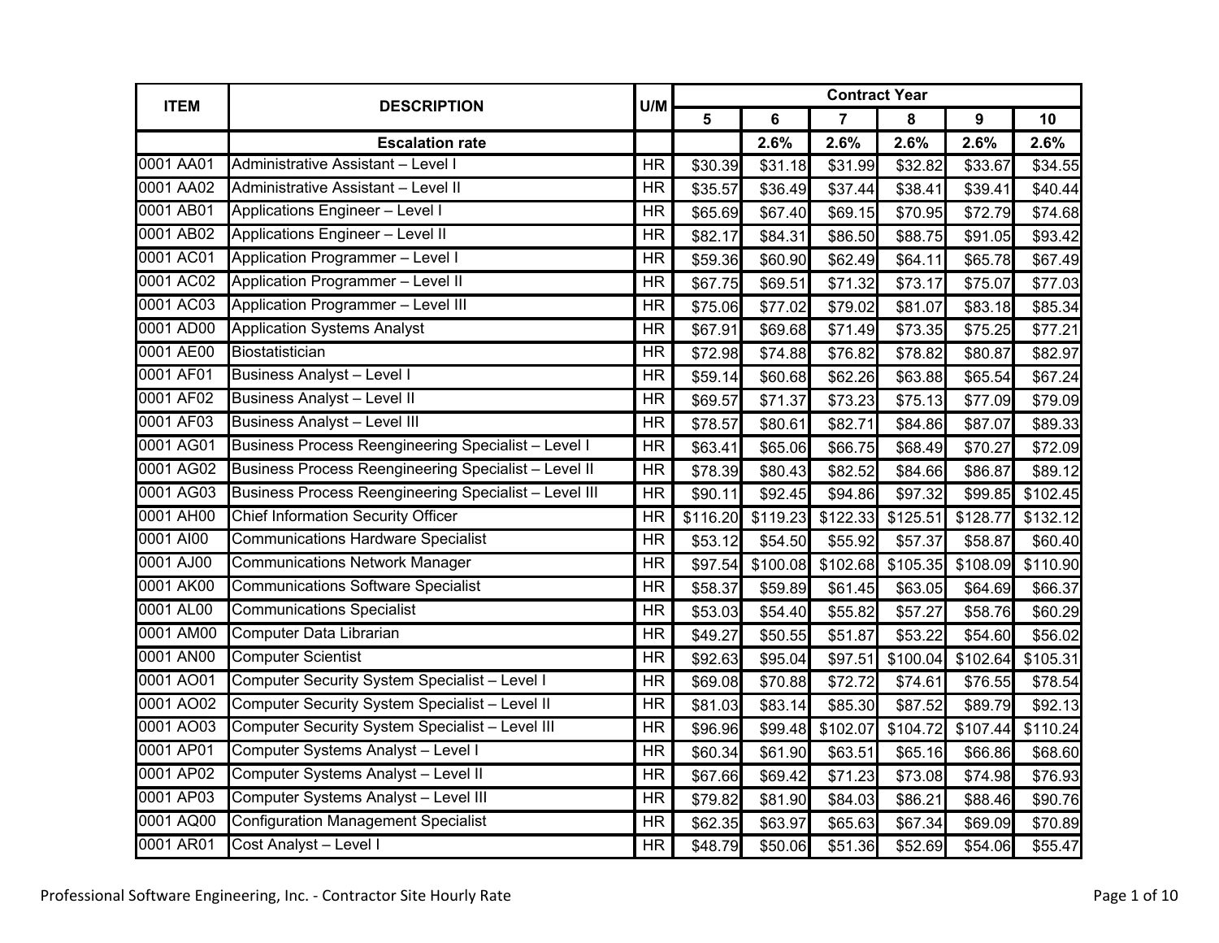| ITEM | DESCRIPTION | U/M | Contract Year | | | | | |
|---|---|---|---|---|---|---|---|---|
| | | | 5 | 6 | 7 | 8 | 9 | 10 |
| | **Escalation rate** | | | 2.6% | 2.6% | 2.6% | 2.6% | 2.6% |
| 0001 AA01 | Administrative Assistant – Level I | HR | $30.39 | $31.18 | $31.99 | $32.82 | $33.67 | $34.55 |
| 0001 AA02 | Administrative Assistant – Level II | HR | $35.57 | $36.49 | $37.44 | $38.41 | $39.41 | $40.44 |
| 0001 AB01 | Applications Engineer – Level I | HR | $65.69 | $67.40 | $69.15 | $70.95 | $72.79 | $74.68 |
| 0001 AB02 | Applications Engineer – Level II | HR | $82.17 | $84.31 | $86.50 | $88.75 | $91.05 | $93.42 |
| 0001 AC01 | Application Programmer – Level I | HR | $59.36 | $60.90 | $62.49 | $64.11 | $65.78 | $67.49 |
| 0001 AC02 | Application Programmer – Level II | HR | $67.75 | $69.51 | $71.32 | $73.17 | $75.07 | $77.03 |
| 0001 AC03 | Application Programmer – Level III | HR | $75.06 | $77.02 | $79.02 | $81.07 | $83.18 | $85.34 |
| 0001 AD00 | Application Systems Analyst | HR | $67.91 | $69.68 | $71.49 | $73.35 | $75.25 | $77.21 |
| 0001 AE00 | Biostatistician | HR | $72.98 | $74.88 | $76.82 | $78.82 | $80.87 | $82.97 |
| 0001 AF01 | Business Analyst – Level I | HR | $59.14 | $60.68 | $62.26 | $63.88 | $65.54 | $67.24 |
| 0001 AF02 | Business Analyst – Level II | HR | $69.57 | $71.37 | $73.23 | $75.13 | $77.09 | $79.09 |
| 0001 AF03 | Business Analyst – Level III | HR | $78.57 | $80.61 | $82.71 | $84.86 | $87.07 | $89.33 |
| 0001 AG01 | Business Process Reengineering Specialist – Level I | HR | $63.41 | $65.06 | $66.75 | $68.49 | $70.27 | $72.09 |
| 0001 AG02 | Business Process Reengineering Specialist – Level II | HR | $78.39 | $80.43 | $82.52 | $84.66 | $86.87 | $89.12 |
| 0001 AG03 | Business Process Reengineering Specialist – Level III | HR | $90.11 | $92.45 | $94.86 | $97.32 | $99.85 | $102.45 |
| 0001 AH00 | Chief Information Security Officer | HR | $116.20 | $119.23 | $122.33 | $125.51 | $128.77 | $132.12 |
| 0001 AI00 | Communications Hardware Specialist | HR | $53.12 | $54.50 | $55.92 | $57.37 | $58.87 | $60.40 |
| 0001 AJ00 | Communications Network Manager | HR | $97.54 | $100.08 | $102.68 | $105.35 | $108.09 | $110.90 |
| 0001 AK00 | Communications Software Specialist | HR | $58.37 | $59.89 | $61.45 | $63.05 | $64.69 | $66.37 |
| 0001 AL00 | Communications Specialist | HR | $53.03 | $54.40 | $55.82 | $57.27 | $58.76 | $60.29 |
| 0001 AM00 | Computer Data Librarian | HR | $49.27 | $50.55 | $51.87 | $53.22 | $54.60 | $56.02 |
| 0001 AN00 | Computer Scientist | HR | $92.63 | $95.04 | $97.51 | $100.04 | $102.64 | $105.31 |
| 0001 AO01 | Computer Security System Specialist – Level I | HR | $69.08 | $70.88 | $72.72 | $74.61 | $76.55 | $78.54 |
| 0001 AO02 | Computer Security System Specialist – Level II | HR | $81.03 | $83.14 | $85.30 | $87.52 | $89.79 | $92.13 |
| 0001 AO03 | Computer Security System Specialist – Level III | HR | $96.96 | $99.48 | $102.07 | $104.72 | $107.44 | $110.24 |
| 0001 AP01 | Computer Systems Analyst – Level I | HR | $60.34 | $61.90 | $63.51 | $65.16 | $66.86 | $68.60 |
| 0001 AP02 | Computer Systems Analyst – Level II | HR | $67.66 | $69.42 | $71.23 | $73.08 | $74.98 | $76.93 |
| 0001 AP03 | Computer Systems Analyst – Level III | HR | $79.82 | $81.90 | $84.03 | $86.21 | $88.46 | $90.76 |
| 0001 AQ00 | Configuration Management Specialist | HR | $62.35 | $63.97 | $65.63 | $67.34 | $69.09 | $70.89 |
| 0001 AR01 | Cost Analyst – Level I | HR | $48.79 | $50.06 | $51.36 | $52.69 | $54.06 | $55.47 |

Professional Software Engineering, Inc. - Contractor Site Hourly Rate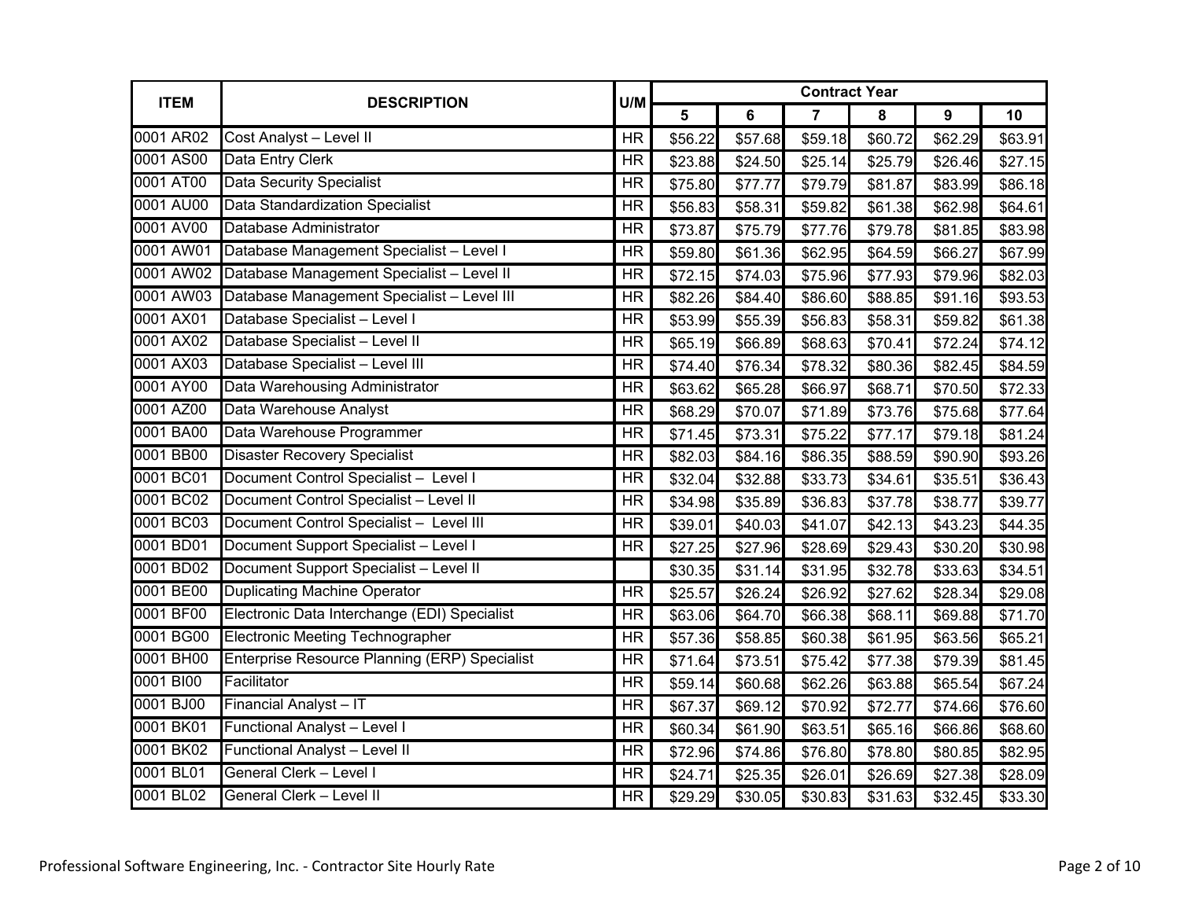| ITEM | DESCRIPTION | U/M | Contract Year | | | | | |
|---|---|---|---|---|---|---|---|---|
| | | | 5 | 6 | 7 | 8 | 9 | 10 |
| 0001 AR02 | Cost Analyst – Level II | HR | $56.22 | $57.68 | $59.18 | $60.72 | $62.29 | $63.91 |
| 0001 AS00 | Data Entry Clerk | HR | $23.88 | $24.50 | $25.14 | $25.79 | $26.46 | $27.15 |
| 0001 AT00 | Data Security Specialist | HR | $75.80 | $77.77 | $79.79 | $81.87 | $83.99 | $86.18 |
| 0001 AU00 | Data Standardization Specialist | HR | $56.83 | $58.31 | $59.82 | $61.38 | $62.98 | $64.61 |
| 0001 AV00 | Database Administrator | HR | $73.87 | $75.79 | $77.76 | $79.78 | $81.85 | $83.98 |
| 0001 AW01 | Database Management Specialist – Level I | HR | $59.80 | $61.36 | $62.95 | $64.59 | $66.27 | $67.99 |
| 0001 AW02 | Database Management Specialist – Level II | HR | $72.15 | $74.03 | $75.96 | $77.93 | $79.96 | $82.03 |
| 0001 AW03 | Database Management Specialist – Level III | HR | $82.26 | $84.40 | $86.60 | $88.85 | $91.16 | $93.53 |
| 0001 AX01 | Database Specialist – Level I | HR | $53.99 | $55.39 | $56.83 | $58.31 | $59.82 | $61.38 |
| 0001 AX02 | Database Specialist – Level II | HR | $65.19 | $66.89 | $68.63 | $70.41 | $72.24 | $74.12 |
| 0001 AX03 | Database Specialist – Level III | HR | $74.40 | $76.34 | $78.32 | $80.36 | $82.45 | $84.59 |
| 0001 AY00 | Data Warehousing Administrator | HR | $63.62 | $65.28 | $66.97 | $68.71 | $70.50 | $72.33 |
| 0001 AZ00 | Data Warehouse Analyst | HR | $68.29 | $70.07 | $71.89 | $73.76 | $75.68 | $77.64 |
| 0001 BA00 | Data Warehouse Programmer | HR | $71.45 | $73.31 | $75.22 | $77.17 | $79.18 | $81.24 |
| 0001 BB00 | Disaster Recovery Specialist | HR | $82.03 | $84.16 | $86.35 | $88.59 | $90.90 | $93.26 |
| 0001 BC01 | Document Control Specialist – Level I | HR | $32.04 | $32.88 | $33.73 | $34.61 | $35.51 | $36.43 |
| 0001 BC02 | Document Control Specialist – Level II | HR | $34.98 | $35.89 | $36.83 | $37.78 | $38.77 | $39.77 |
| 0001 BC03 | Document Control Specialist – Level III | HR | $39.01 | $40.03 | $41.07 | $42.13 | $43.23 | $44.35 |
| 0001 BD01 | Document Support Specialist – Level I | HR | $27.25 | $27.96 | $28.69 | $29.43 | $30.20 | $30.98 |
| 0001 BD02 | Document Support Specialist – Level II | | $30.35 | $31.14 | $31.95 | $32.78 | $33.63 | $34.51 |
| 0001 BE00 | Duplicating Machine Operator | HR | $25.57 | $26.24 | $26.92 | $27.62 | $28.34 | $29.08 |
| 0001 BF00 | Electronic Data Interchange (EDI) Specialist | HR | $63.06 | $64.70 | $66.38 | $68.11 | $69.88 | $71.70 |
| 0001 BG00 | Electronic Meeting Technographer | HR | $57.36 | $58.85 | $60.38 | $61.95 | $63.56 | $65.21 |
| 0001 BH00 | Enterprise Resource Planning (ERP) Specialist | HR | $71.64 | $73.51 | $75.42 | $77.38 | $79.39 | $81.45 |
| 0001 BI00 | Facilitator | HR | $59.14 | $60.68 | $62.26 | $63.88 | $65.54 | $67.24 |
| 0001 BJ00 | Financial Analyst – IT | HR | $67.37 | $69.12 | $70.92 | $72.77 | $74.66 | $76.60 |
| 0001 BK01 | Functional Analyst – Level I | HR | $60.34 | $61.90 | $63.51 | $65.16 | $66.86 | $68.60 |
| 0001 BK02 | Functional Analyst – Level II | HR | $72.96 | $74.86 | $76.80 | $78.80 | $80.85 | $82.95 |
| 0001 BL01 | General Clerk – Level I | HR | $24.71 | $25.35 | $26.01 | $26.69 | $27.38 | $28.09 |
| 0001 BL02 | General Clerk – Level II | HR | $29.29 | $30.05 | $30.83 | $31.63 | $32.45 | $33.30 |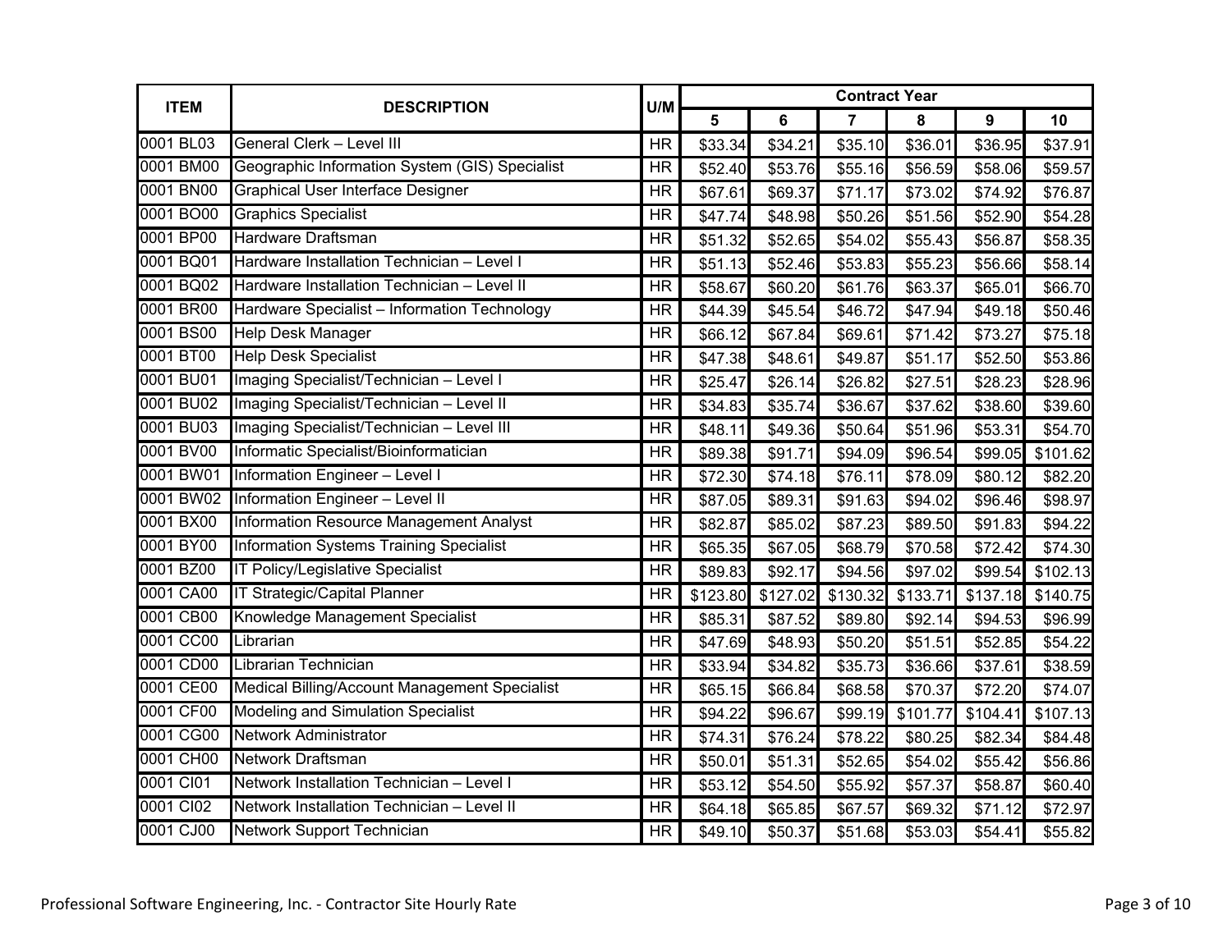| ITEM | DESCRIPTION | U/M | Contract Year | | | | | |
|---|---|---|---|---|---|---|---|---|
| | | | 5 | 6 | 7 | 8 | 9 | 10 |
| 0001 BL03 | General Clerk – Level III | HR | $33.34 | $34.21 | $35.10 | $36.01 | $36.95 | $37.91 |
| 0001 BM00 | Geographic Information System (GIS) Specialist | HR | $52.40 | $53.76 | $55.16 | $56.59 | $58.06 | $59.57 |
| 0001 BN00 | Graphical User Interface Designer | HR | $67.61 | $69.37 | $71.17 | $73.02 | $74.92 | $76.87 |
| 0001 BO00 | Graphics Specialist | HR | $47.74 | $48.98 | $50.26 | $51.56 | $52.90 | $54.28 |
| 0001 BP00 | Hardware Draftsman | HR | $51.32 | $52.65 | $54.02 | $55.43 | $56.87 | $58.35 |
| 0001 BQ01 | Hardware Installation Technician – Level I | HR | $51.13 | $52.46 | $53.83 | $55.23 | $56.66 | $58.14 |
| 0001 BQ02 | Hardware Installation Technician – Level II | HR | $58.67 | $60.20 | $61.76 | $63.37 | $65.01 | $66.70 |
| 0001 BR00 | Hardware Specialist – Information Technology | HR | $44.39 | $45.54 | $46.72 | $47.94 | $49.18 | $50.46 |
| 0001 BS00 | Help Desk Manager | HR | $66.12 | $67.84 | $69.61 | $71.42 | $73.27 | $75.18 |
| 0001 BT00 | Help Desk Specialist | HR | $47.38 | $48.61 | $49.87 | $51.17 | $52.50 | $53.86 |
| 0001 BU01 | Imaging Specialist/Technician – Level I | HR | $25.47 | $26.14 | $26.82 | $27.51 | $28.23 | $28.96 |
| 0001 BU02 | Imaging Specialist/Technician – Level II | HR | $34.83 | $35.74 | $36.67 | $37.62 | $38.60 | $39.60 |
| 0001 BU03 | Imaging Specialist/Technician – Level III | HR | $48.11 | $49.36 | $50.64 | $51.96 | $53.31 | $54.70 |
| 0001 BV00 | Informatic Specialist/Bioinformatician | HR | $89.38 | $91.71 | $94.09 | $96.54 | $99.05 | $101.62 |
| 0001 BW01 | Information Engineer – Level I | HR | $72.30 | $74.18 | $76.11 | $78.09 | $80.12 | $82.20 |
| 0001 BW02 | Information Engineer – Level II | HR | $87.05 | $89.31 | $91.63 | $94.02 | $96.46 | $98.97 |
| 0001 BX00 | Information Resource Management Analyst | HR | $82.87 | $85.02 | $87.23 | $89.50 | $91.83 | $94.22 |
| 0001 BY00 | Information Systems Training Specialist | HR | $65.35 | $67.05 | $68.79 | $70.58 | $72.42 | $74.30 |
| 0001 BZ00 | IT Policy/Legislative Specialist | HR | $89.83 | $92.17 | $94.56 | $97.02 | $99.54 | $102.13 |
| 0001 CA00 | IT Strategic/Capital Planner | HR | $123.80 | $127.02 | $130.32 | $133.71 | $137.18 | $140.75 |
| 0001 CB00 | Knowledge Management Specialist | HR | $85.31 | $87.52 | $89.80 | $92.14 | $94.53 | $96.99 |
| 0001 CC00 | Librarian | HR | $47.69 | $48.93 | $50.20 | $51.51 | $52.85 | $54.22 |
| 0001 CD00 | Librarian Technician | HR | $33.94 | $34.82 | $35.73 | $36.66 | $37.61 | $38.59 |
| 0001 CE00 | Medical Billing/Account Management Specialist | HR | $65.15 | $66.84 | $68.58 | $70.37 | $72.20 | $74.07 |
| 0001 CF00 | Modeling and Simulation Specialist | HR | $94.22 | $96.67 | $99.19 | $101.77 | $104.41 | $107.13 |
| 0001 CG00 | Network Administrator | HR | $74.31 | $76.24 | $78.22 | $80.25 | $82.34 | $84.48 |
| 0001 CH00 | Network Draftsman | HR | $50.01 | $51.31 | $52.65 | $54.02 | $55.42 | $56.86 |
| 0001 CI01 | Network Installation Technician – Level I | HR | $53.12 | $54.50 | $55.92 | $57.37 | $58.87 | $60.40 |
| 0001 CI02 | Network Installation Technician – Level II | HR | $64.18 | $65.85 | $67.57 | $69.32 | $71.12 | $72.97 |
| 0001 CJ00 | Network Support Technician | HR | $49.10 | $50.37 | $51.68 | $53.03 | $54.41 | $55.82 |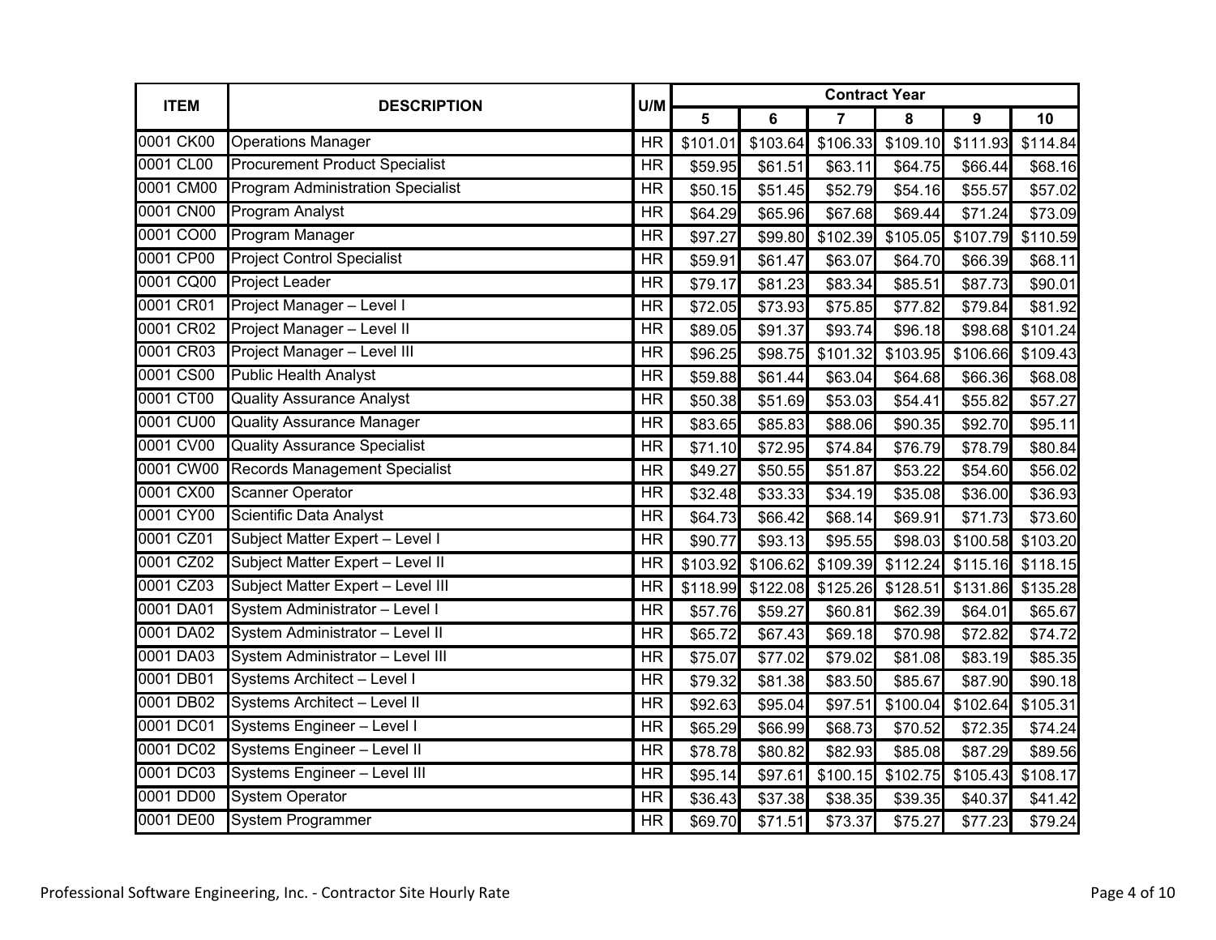| ITEM | DESCRIPTION | U/M | Contract Year | | | | | |
|---|---|---|---|---|---|---|---|---|
| | | | 5 | 6 | 7 | 8 | 9 | 10 |
| 0001 CK00 | Operations Manager | HR | $101.01 | $103.64 | $106.33 | $109.10 | $111.93 | $114.84 |
| 0001 CL00 | Procurement Product Specialist | HR | $59.95 | $61.51 | $63.11 | $64.75 | $66.44 | $68.16 |
| 0001 CM00 | Program Administration Specialist | HR | $50.15 | $51.45 | $52.79 | $54.16 | $55.57 | $57.02 |
| 0001 CN00 | Program Analyst | HR | $64.29 | $65.96 | $67.68 | $69.44 | $71.24 | $73.09 |
| 0001 CO00 | Program Manager | HR | $97.27 | $99.80 | $102.39 | $105.05 | $107.79 | $110.59 |
| 0001 CP00 | Project Control Specialist | HR | $59.91 | $61.47 | $63.07 | $64.70 | $66.39 | $68.11 |
| 0001 CQ00 | Project Leader | HR | $79.17 | $81.23 | $83.34 | $85.51 | $87.73 | $90.01 |
| 0001 CR01 | Project Manager – Level I | HR | $72.05 | $73.93 | $75.85 | $77.82 | $79.84 | $81.92 |
| 0001 CR02 | Project Manager – Level II | HR | $89.05 | $91.37 | $93.74 | $96.18 | $98.68 | $101.24 |
| 0001 CR03 | Project Manager – Level III | HR | $96.25 | $98.75 | $101.32 | $103.95 | $106.66 | $109.43 |
| 0001 CS00 | Public Health Analyst | HR | $59.88 | $61.44 | $63.04 | $64.68 | $66.36 | $68.08 |
| 0001 CT00 | Quality Assurance Analyst | HR | $50.38 | $51.69 | $53.03 | $54.41 | $55.82 | $57.27 |
| 0001 CU00 | Quality Assurance Manager | HR | $83.65 | $85.83 | $88.06 | $90.35 | $92.70 | $95.11 |
| 0001 CV00 | Quality Assurance Specialist | HR | $71.10 | $72.95 | $74.84 | $76.79 | $78.79 | $80.84 |
| 0001 CW00 | Records Management Specialist | HR | $49.27 | $50.55 | $51.87 | $53.22 | $54.60 | $56.02 |
| 0001 CX00 | Scanner Operator | HR | $32.48 | $33.33 | $34.19 | $35.08 | $36.00 | $36.93 |
| 0001 CY00 | Scientific Data Analyst | HR | $64.73 | $66.42 | $68.14 | $69.91 | $71.73 | $73.60 |
| 0001 CZ01 | Subject Matter Expert – Level I | HR | $90.77 | $93.13 | $95.55 | $98.03 | $100.58 | $103.20 |
| 0001 CZ02 | Subject Matter Expert – Level II | HR | $103.92 | $106.62 | $109.39 | $112.24 | $115.16 | $118.15 |
| 0001 CZ03 | Subject Matter Expert – Level III | HR | $118.99 | $122.08 | $125.26 | $128.51 | $131.86 | $135.28 |
| 0001 DA01 | System Administrator – Level I | HR | $57.76 | $59.27 | $60.81 | $62.39 | $64.01 | $65.67 |
| 0001 DA02 | System Administrator – Level II | HR | $65.72 | $67.43 | $69.18 | $70.98 | $72.82 | $74.72 |
| 0001 DA03 | System Administrator – Level III | HR | $75.07 | $77.02 | $79.02 | $81.08 | $83.19 | $85.35 |
| 0001 DB01 | Systems Architect – Level I | HR | $79.32 | $81.38 | $83.50 | $85.67 | $87.90 | $90.18 |
| 0001 DB02 | Systems Architect – Level II | HR | $92.63 | $95.04 | $97.51 | $100.04 | $102.64 | $105.31 |
| 0001 DC01 | Systems Engineer – Level I | HR | $65.29 | $66.99 | $68.73 | $70.52 | $72.35 | $74.24 |
| 0001 DC02 | Systems Engineer – Level II | HR | $78.78 | $80.82 | $82.93 | $85.08 | $87.29 | $89.56 |
| 0001 DC03 | Systems Engineer – Level III | HR | $95.14 | $97.61 | $100.15 | $102.75 | $105.43 | $108.17 |
| 0001 DD00 | System Operator | HR | $36.43 | $37.38 | $38.35 | $39.35 | $40.37 | $41.42 |
| 0001 DE00 | System Programmer | HR | $69.70 | $71.51 | $73.37 | $75.27 | $77.23 | $79.24 |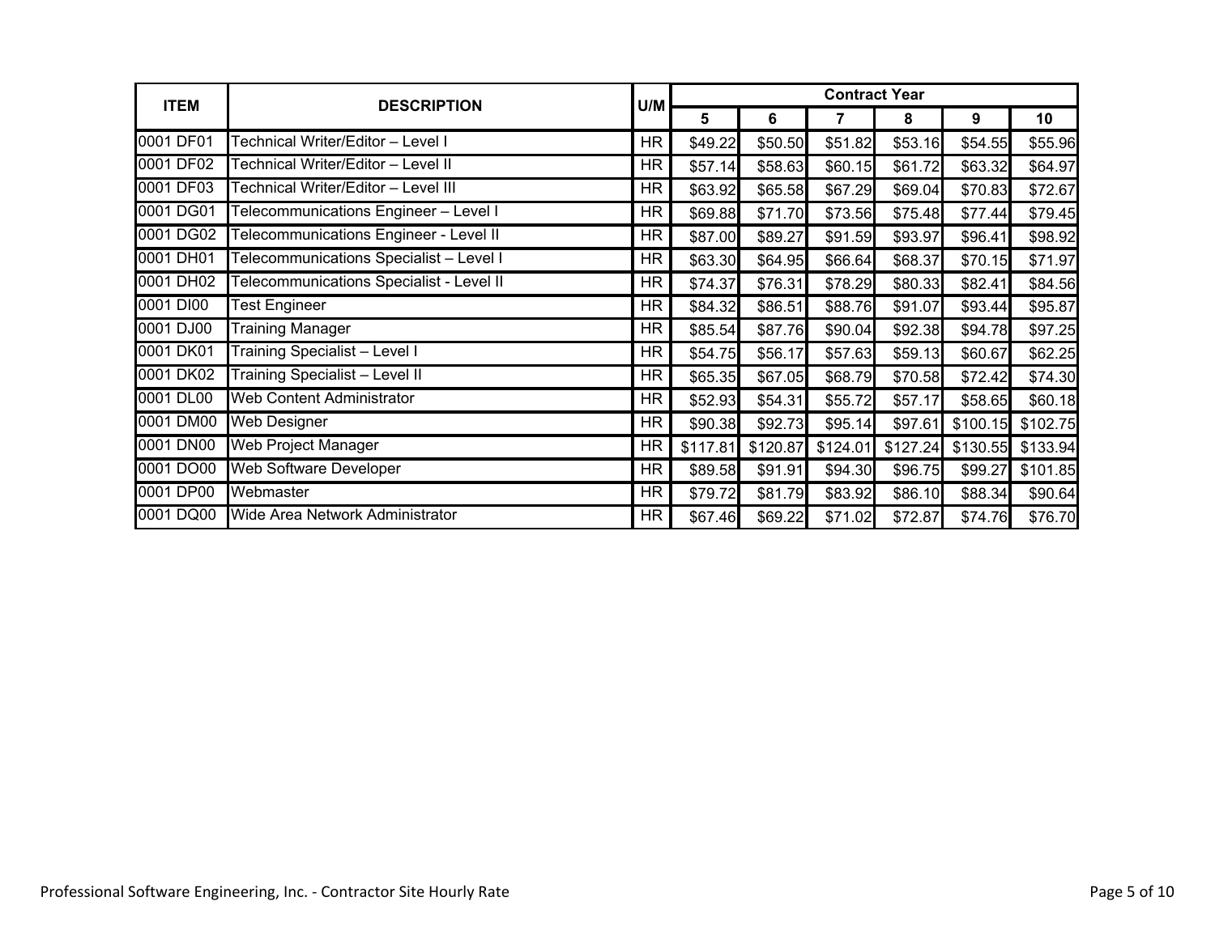| ITEM | DESCRIPTION | U/M | Contract Year | | | | | |
|---|---|---|---|---|---|---|---|---|
| | | | 5 | 6 | 7 | 8 | 9 | 10 |
| 0001 DF01 | Technical Writer/Editor – Level I | HR | $49.22 | $50.50 | $51.82 | $53.16 | $54.55 | $55.96 |
| 0001 DF02 | Technical Writer/Editor – Level II | HR | $57.14 | $58.63 | $60.15 | $61.72 | $63.32 | $64.97 |
| 0001 DF03 | Technical Writer/Editor – Level III | HR | $63.92 | $65.58 | $67.29 | $69.04 | $70.83 | $72.67 |
| 0001 DG01 | Telecommunications Engineer – Level I | HR | $69.88 | $71.70 | $73.56 | $75.48 | $77.44 | $79.45 |
| 0001 DG02 | Telecommunications Engineer - Level II | HR | $87.00 | $89.27 | $91.59 | $93.97 | $96.41 | $98.92 |
| 0001 DH01 | Telecommunications Specialist – Level I | HR | $63.30 | $64.95 | $66.64 | $68.37 | $70.15 | $71.97 |
| 0001 DH02 | Telecommunications Specialist - Level II | HR | $74.37 | $76.31 | $78.29 | $80.33 | $82.41 | $84.56 |
| 0001 DI00 | Test Engineer | HR | $84.32 | $86.51 | $88.76 | $91.07 | $93.44 | $95.87 |
| 0001 DJ00 | Training Manager | HR | $85.54 | $87.76 | $90.04 | $92.38 | $94.78 | $97.25 |
| 0001 DK01 | Training Specialist – Level I | HR | $54.75 | $56.17 | $57.63 | $59.13 | $60.67 | $62.25 |
| 0001 DK02 | Training Specialist – Level II | HR | $65.35 | $67.05 | $68.79 | $70.58 | $72.42 | $74.30 |
| 0001 DL00 | Web Content Administrator | HR | $52.93 | $54.31 | $55.72 | $57.17 | $58.65 | $60.18 |
| 0001 DM00 | Web Designer | HR | $90.38 | $92.73 | $95.14 | $97.61 | $100.15 | $102.75 |
| 0001 DN00 | Web Project Manager | HR | $117.81 | $120.87 | $124.01 | $127.24 | $130.55 | $133.94 |
| 0001 DO00 | Web Software Developer | HR | $89.58 | $91.91 | $94.30 | $96.75 | $99.27 | $101.85 |
| 0001 DP00 | Webmaster | HR | $79.72 | $81.79 | $83.92 | $86.10 | $88.34 | $90.64 |
| 0001 DQ00 | Wide Area Network Administrator | HR | $67.46 | $69.22 | $71.02 | $72.87 | $74.76 | $76.70 |